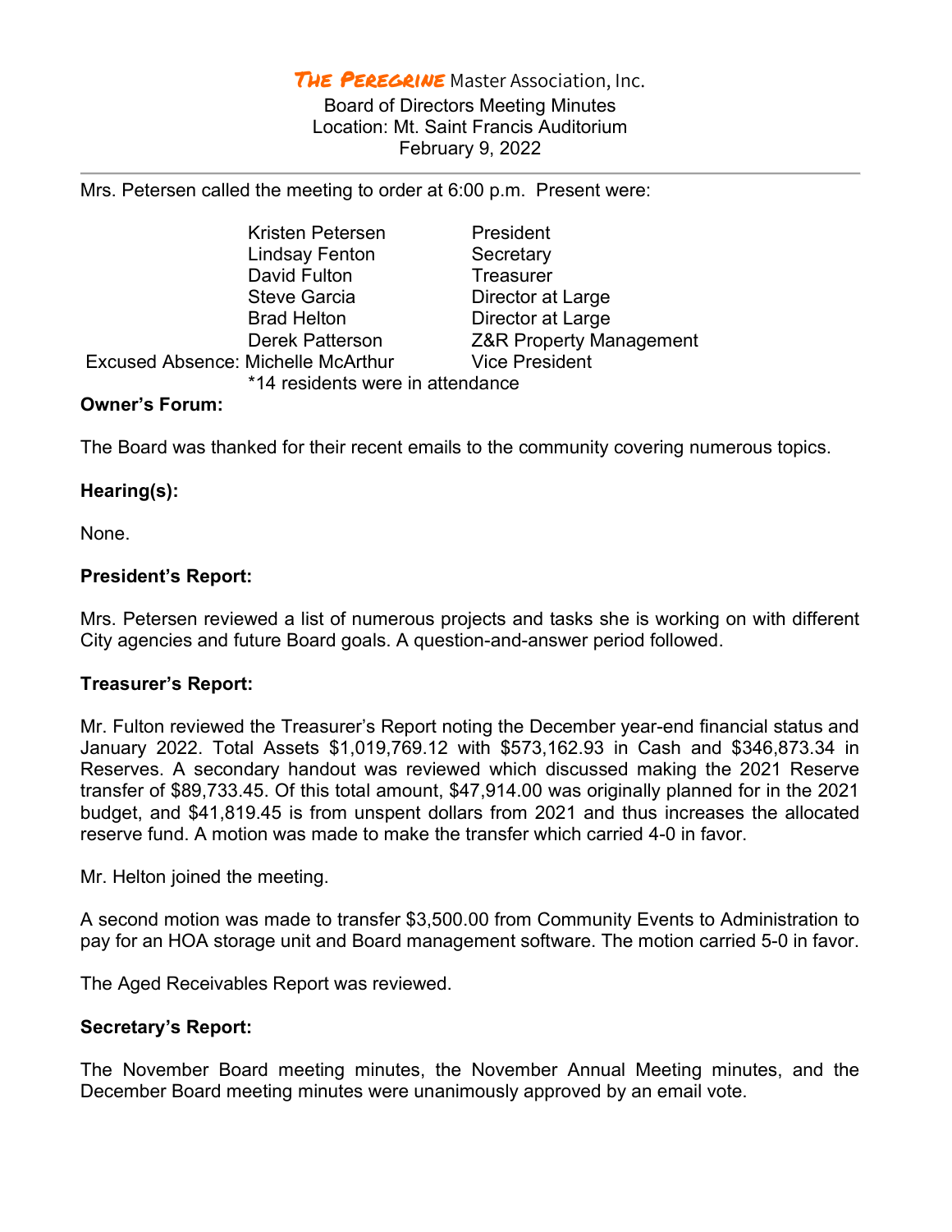# The Peregrine Master Association, Inc.

Board of Directors Meeting Minutes
Location: Mt. Saint Francis Auditorium
February 9, 2022

Mrs. Petersen called the meeting to order at 6:00 p.m. Present were:

| | | |
|---|---|---|
| | Kristen Petersen | President |
| | Lindsay Fenton | Secretary |
| | David Fulton | Treasurer |
| | Steve Garcia | Director at Large |
| | Brad Helton | Director at Large |
| | Derek Patterson | Z&R Property Management |
| Excused Absence: | Michelle McArthur | Vice President |
| | *14 residents were in attendance | |

**Owner's Forum:**

The Board was thanked for their recent emails to the community covering numerous topics.

**Hearing(s):**

None.

**President's Report:**

Mrs. Petersen reviewed a list of numerous projects and tasks she is working on with different City agencies and future Board goals. A question-and-answer period followed.

**Treasurer's Report:**

Mr. Fulton reviewed the Treasurer's Report noting the December year-end financial status and January 2022. Total Assets $1,019,769.12 with $573,162.93 in Cash and $346,873.34 in Reserves. A secondary handout was reviewed which discussed making the 2021 Reserve transfer of $89,733.45. Of this total amount, $47,914.00 was originally planned for in the 2021 budget, and $41,819.45 is from unspent dollars from 2021 and thus increases the allocated reserve fund. A motion was made to make the transfer which carried 4-0 in favor.

Mr. Helton joined the meeting.

A second motion was made to transfer $3,500.00 from Community Events to Administration to pay for an HOA storage unit and Board management software. The motion carried 5-0 in favor.

The Aged Receivables Report was reviewed.

**Secretary's Report:**

The November Board meeting minutes, the November Annual Meeting minutes, and the December Board meeting minutes were unanimously approved by an email vote.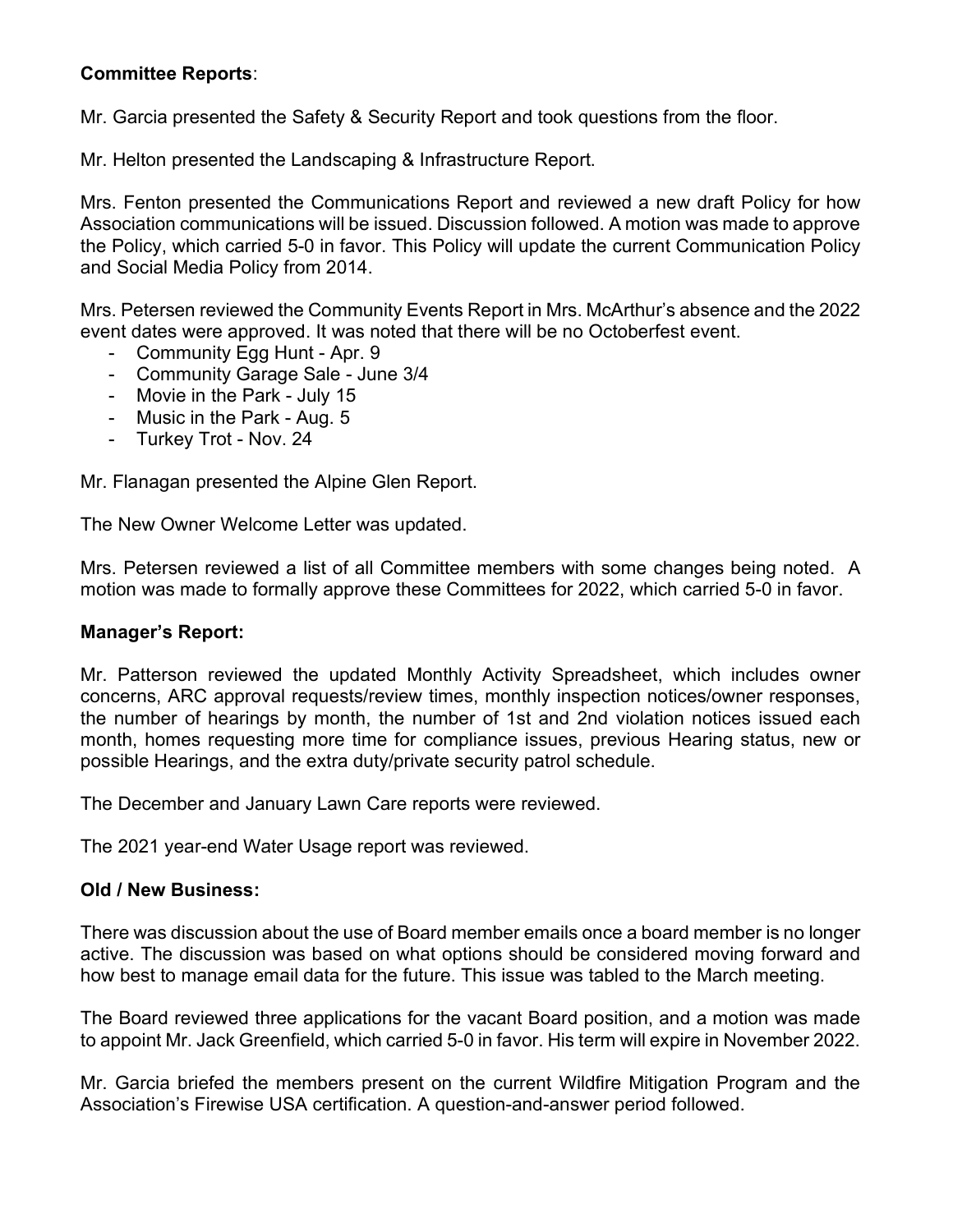**Committee Reports**:

Mr. Garcia presented the Safety & Security Report and took questions from the floor.

Mr. Helton presented the Landscaping & Infrastructure Report.

Mrs. Fenton presented the Communications Report and reviewed a new draft Policy for how Association communications will be issued. Discussion followed. A motion was made to approve the Policy, which carried 5-0 in favor. This Policy will update the current Communication Policy and Social Media Policy from 2014.

Mrs. Petersen reviewed the Community Events Report in Mrs. McArthur's absence and the 2022 event dates were approved. It was noted that there will be no Octoberfest event.

- Community Egg Hunt - Apr. 9
- Community Garage Sale - June 3/4
- Movie in the Park - July 15
- Music in the Park - Aug. 5
- Turkey Trot - Nov. 24

Mr. Flanagan presented the Alpine Glen Report.

The New Owner Welcome Letter was updated.

Mrs. Petersen reviewed a list of all Committee members with some changes being noted. A motion was made to formally approve these Committees for 2022, which carried 5-0 in favor.

**Manager's Report:**

Mr. Patterson reviewed the updated Monthly Activity Spreadsheet, which includes owner concerns, ARC approval requests/review times, monthly inspection notices/owner responses, the number of hearings by month, the number of 1st and 2nd violation notices issued each month, homes requesting more time for compliance issues, previous Hearing status, new or possible Hearings, and the extra duty/private security patrol schedule.

The December and January Lawn Care reports were reviewed.

The 2021 year-end Water Usage report was reviewed.

**Old / New Business:**

There was discussion about the use of Board member emails once a board member is no longer active. The discussion was based on what options should be considered moving forward and how best to manage email data for the future. This issue was tabled to the March meeting.

The Board reviewed three applications for the vacant Board position, and a motion was made to appoint Mr. Jack Greenfield, which carried 5-0 in favor. His term will expire in November 2022.

Mr. Garcia briefed the members present on the current Wildfire Mitigation Program and the Association's Firewise USA certification. A question-and-answer period followed.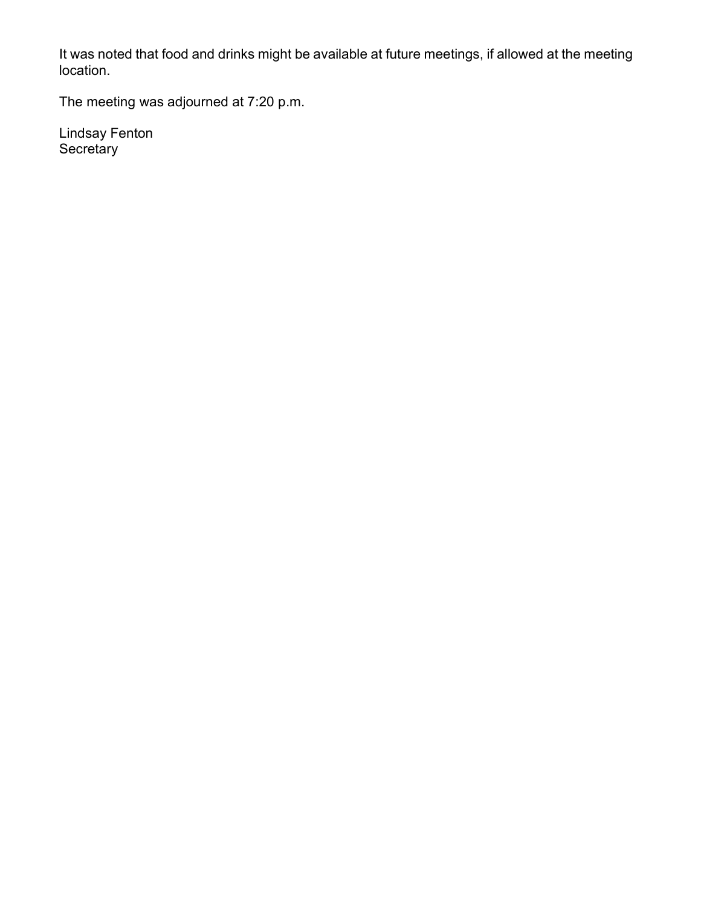It was noted that food and drinks might be available at future meetings, if allowed at the meeting location.

The meeting was adjourned at 7:20 p.m.

Lindsay Fenton
Secretary